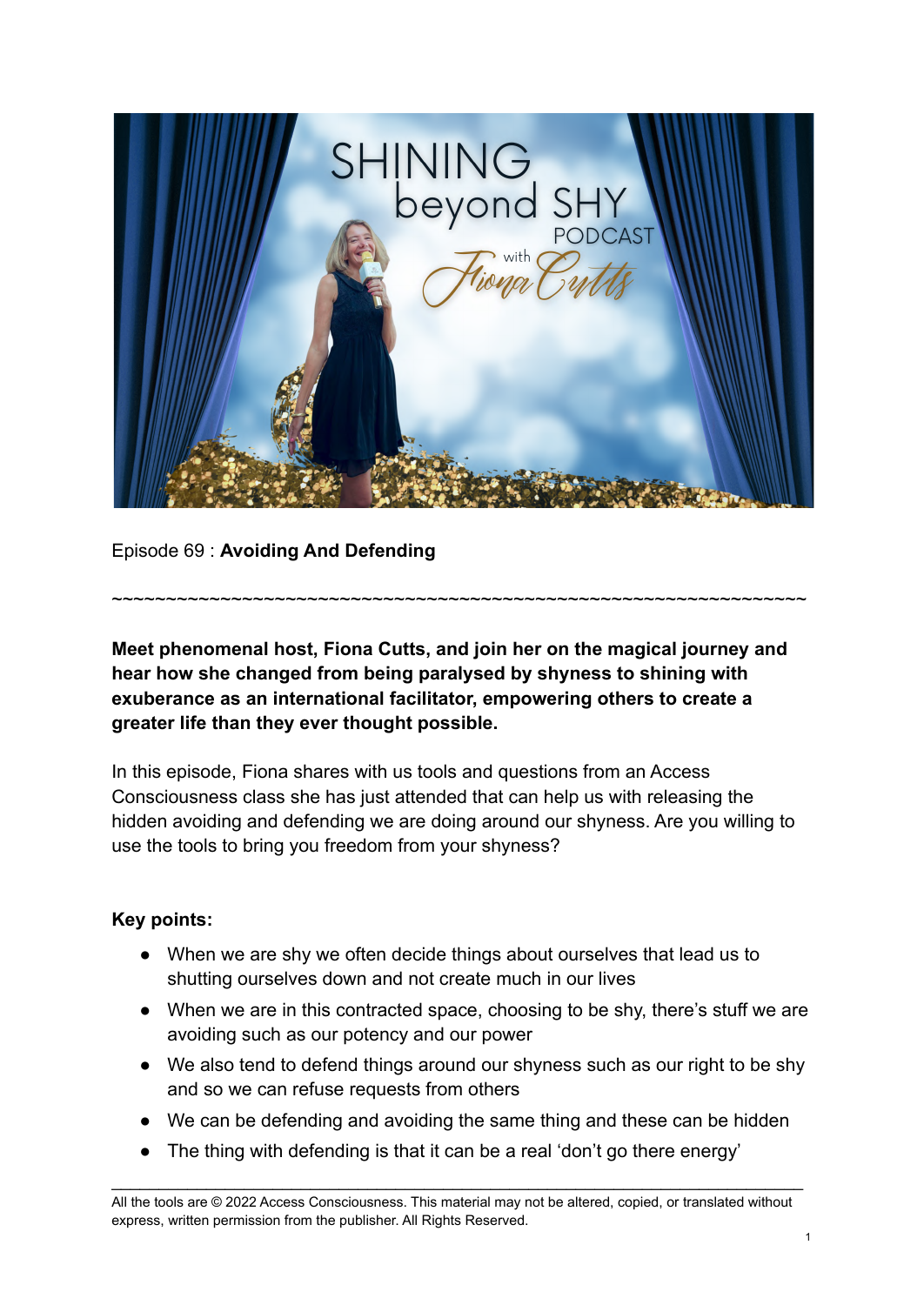Episode 69 : **Avoiding And Defending**

~~~~~~~~~~~~~~~~~~~~~~~~~~~~~~~~~~~~~~~~~~~~~~~~~~~~~~~~~~~~~~~~~

**Meet phenomenal host, Fiona Cutts, and join her on the magical journey and hear how she changed from being paralysed by shyness to shining with exuberance as an international facilitator, empowering others to create a greater life than they ever thought possible.**

In this episode, Fiona shares with us tools and questions from an Access Consciousness class she has just attended that can help us with releasing the hidden avoiding and defending we are doing around our shyness. Are you willing to use the tools to bring you freedom from your shyness?

**Key points:**

- When we are shy we often decide things about ourselves that lead us to shutting ourselves down and not create much in our lives
- When we are in this contracted space, choosing to be shy, there's stuff we are avoiding such as our potency and our power
- We also tend to defend things around our shyness such as our right to be shy and so we can refuse requests from others
- We can be defending and avoiding the same thing and these can be hidden
- The thing with defending is that it can be a real 'don't go there energy'

All the tools are © 2022 Access Consciousness. This material may not be altered, copied, or translated without express, written permission from the publisher. All Rights Reserved.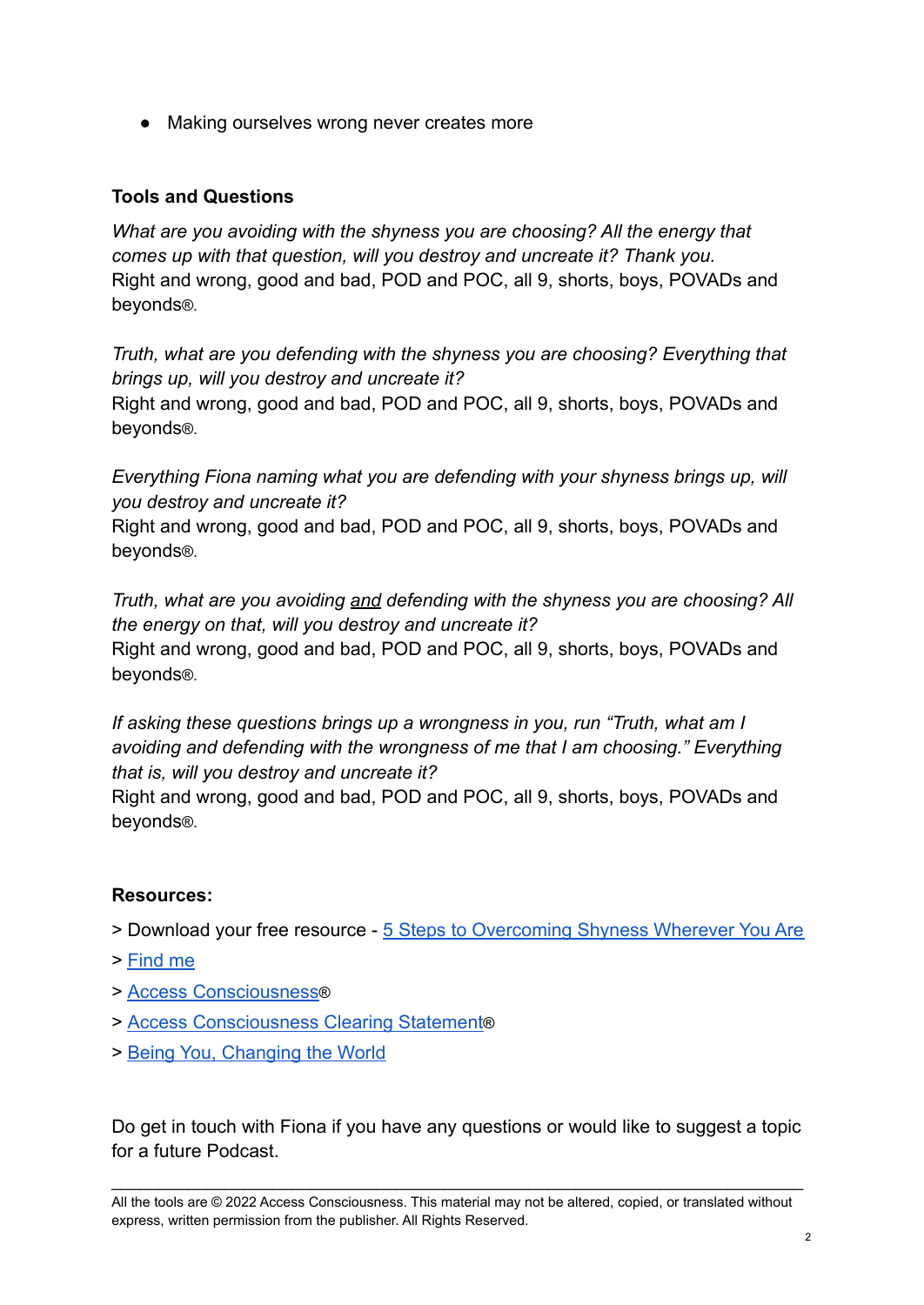- Making ourselves wrong never creates more

**Tools and Questions**

*What are you avoiding with the shyness you are choosing? All the energy that comes up with that question, will you destroy and uncreate it? Thank you.*
Right and wrong, good and bad, POD and POC, all 9, shorts, boys, POVADs and beyonds®.

*Truth, what are you defending with the shyness you are choosing? Everything that brings up, will you destroy and uncreate it?*
Right and wrong, good and bad, POD and POC, all 9, shorts, boys, POVADs and beyonds®.

*Everything Fiona naming what you are defending with your shyness brings up, will you destroy and uncreate it?*
Right and wrong, good and bad, POD and POC, all 9, shorts, boys, POVADs and beyonds®.

*Truth, what are you avoiding <u>and</u> defending with the shyness you are choosing? All the energy on that, will you destroy and uncreate it?*
Right and wrong, good and bad, POD and POC, all 9, shorts, boys, POVADs and beyonds®.

*If asking these questions brings up a wrongness in you, run "Truth, what am I avoiding and defending with the wrongness of me that I am choosing." Everything that is, will you destroy and uncreate it?*
Right and wrong, good and bad, POD and POC, all 9, shorts, boys, POVADs and beyonds®.

**Resources:**

> Download your free resource - 5 Steps to Overcoming Shyness Wherever You Are

> Find me

> Access Consciousness®

> Access Consciousness Clearing Statement®

> Being You, Changing the World

Do get in touch with Fiona if you have any questions or would like to suggest a topic for a future Podcast.

---

All the tools are © 2022 Access Consciousness. This material may not be altered, copied, or translated without express, written permission from the publisher. All Rights Reserved.